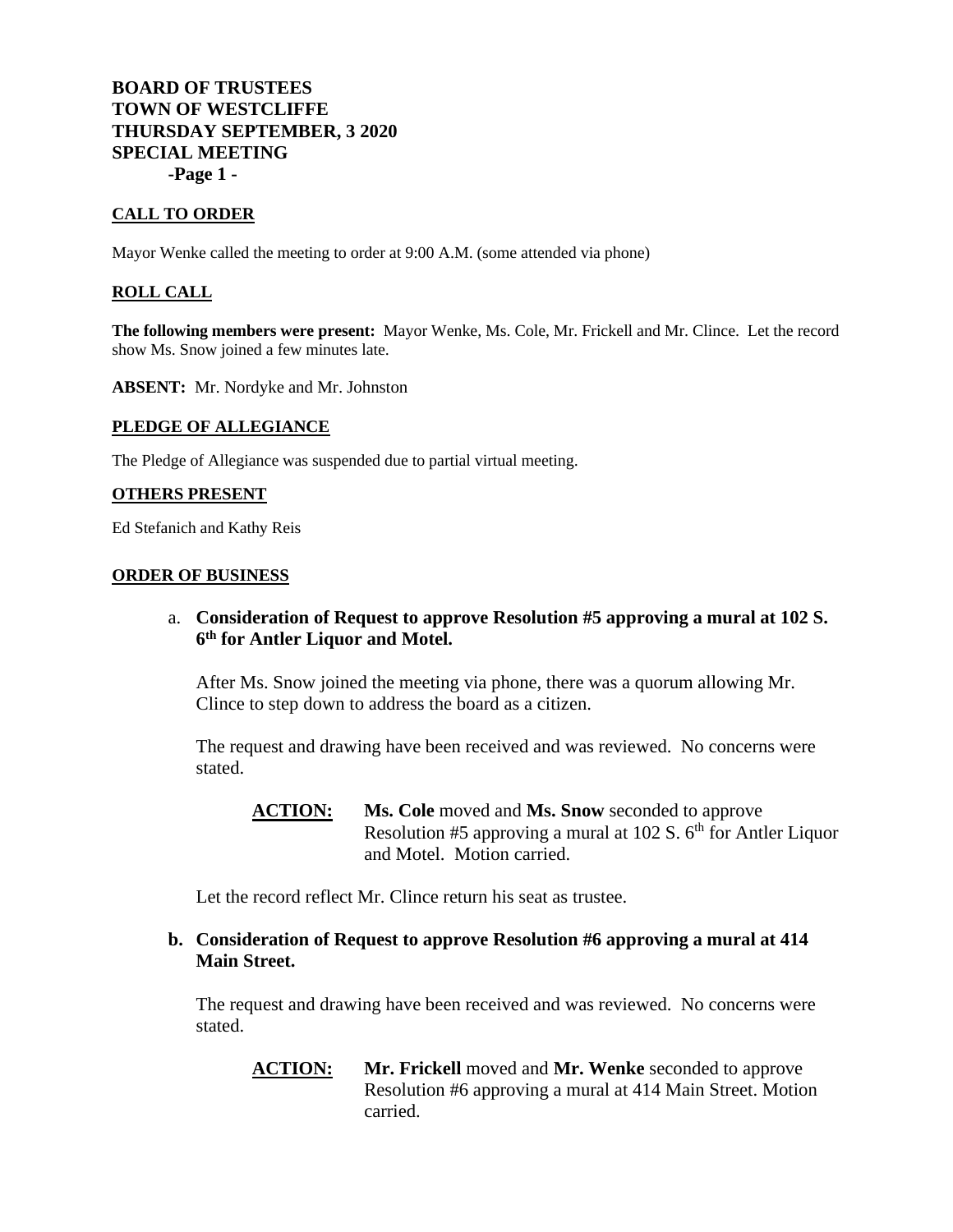**BOARD OF TRUSTEES**
**TOWN OF WESTCLIFFE**
**THURSDAY SEPTEMBER, 3 2020**
**SPECIAL MEETING**

## CALL TO ORDER

Mayor Wenke called the meeting to order at 9:00 A.M. (some attended via phone)

## ROLL CALL

**The following members were present:** Mayor Wenke, Ms. Cole, Mr. Frickell and Mr. Clince. Let the record show Ms. Snow joined a few minutes late.

**ABSENT:** Mr. Nordyke and Mr. Johnston

## PLEDGE OF ALLEGIANCE

The Pledge of Allegiance was suspended due to partial virtual meeting.

## OTHERS PRESENT

Ed Stefanich and Kathy Reis

## ORDER OF BUSINESS

a. **Consideration of Request to approve Resolution #5 approving a mural at 102 S. 6th for Antler Liquor and Motel.**

After Ms. Snow joined the meeting via phone, there was a quorum allowing Mr. Clince to step down to address the board as a citizen.

The request and drawing have been received and was reviewed. No concerns were stated.

> **ACTION:** **Ms. Cole** moved and **Ms. Snow** seconded to approve Resolution #5 approving a mural at 102 S. 6th for Antler Liquor and Motel. Motion carried.

Let the record reflect Mr. Clince return his seat as trustee.

b. **Consideration of Request to approve Resolution #6 approving a mural at 414 Main Street.**

The request and drawing have been received and was reviewed. No concerns were stated.

> **ACTION:** **Mr. Frickell** moved and **Mr. Wenke** seconded to approve Resolution #6 approving a mural at 414 Main Street. Motion carried.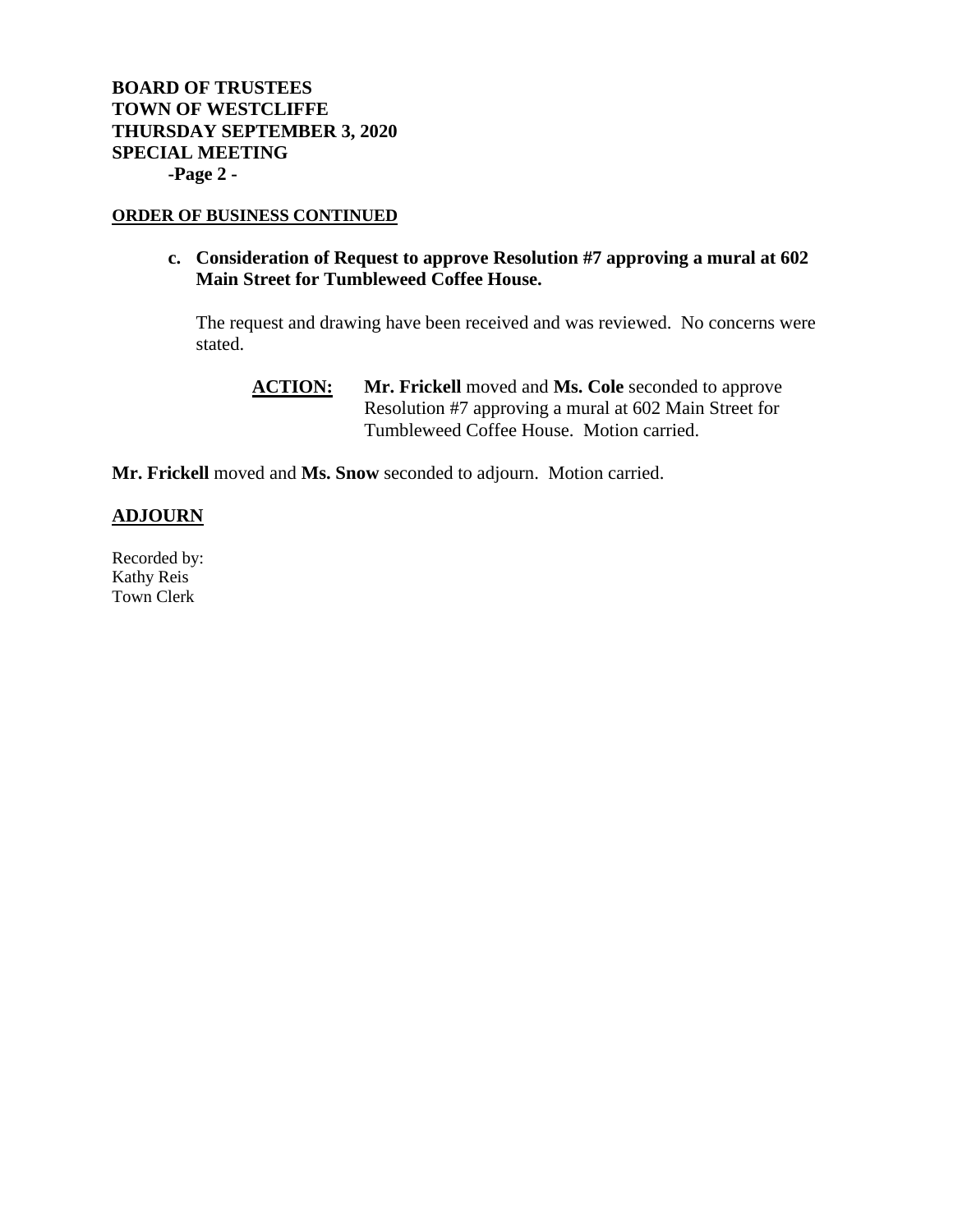**ORDER OF BUSINESS CONTINUED**

**c. Consideration of Request to approve Resolution #7 approving a mural at 602 Main Street for Tumbleweed Coffee House.**

The request and drawing have been received and was reviewed. No concerns were stated.

**ACTION:** **Mr. Frickell** moved and **Ms. Cole** seconded to approve Resolution #7 approving a mural at 602 Main Street for Tumbleweed Coffee House. Motion carried.

**Mr. Frickell** moved and **Ms. Snow** seconded to adjourn. Motion carried.

**ADJOURN**

Recorded by:
Kathy Reis
Town Clerk